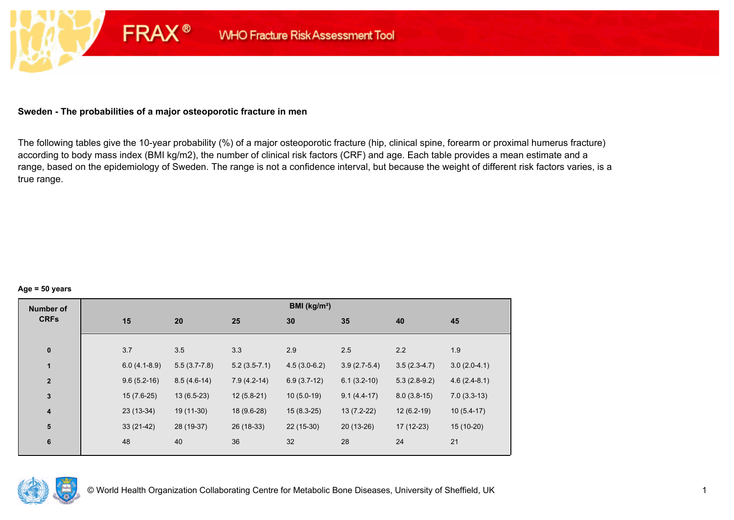FRAX® WHO Fracture Risk Assessment Tool

**Sweden - The probabilities of a major osteoporotic fracture in men**

The following tables give the 10-year probability (%) of a major osteoporotic fracture (hip, clinical spine, forearm or proximal humerus fracture) according to body mass index (BMI kg/m2), the number of clinical risk factors (CRF) and age. Each table provides a mean estimate and a range, based on the epidemiology of Sweden. The range is not a confidence interval, but because the weight of different risk factors varies, is a true range.

**Age = 50 years**

| Number of CRFs | BMI (kg/m²) | | | | | | |
|---|---|---|---|---|---|---|---|
| | 15 | 20 | 25 | 30 | 35 | 40 | 45 |
| 0 | 3.7 | 3.5 | 3.3 | 2.9 | 2.5 | 2.2 | 1.9 |
| 1 | 6.0 (4.1-8.9) | 5.5 (3.7-7.8) | 5.2 (3.5-7.1) | 4.5 (3.0-6.2) | 3.9 (2.7-5.4) | 3.5 (2.3-4.7) | 3.0 (2.0-4.1) |
| 2 | 9.6 (5.2-16) | 8.5 (4.6-14) | 7.9 (4.2-14) | 6.9 (3.7-12) | 6.1 (3.2-10) | 5.3 (2.8-9.2) | 4.6 (2.4-8.1) |
| 3 | 15 (7.6-25) | 13 (6.5-23) | 12 (5.8-21) | 10 (5.0-19) | 9.1 (4.4-17) | 8.0 (3.8-15) | 7.0 (3.3-13) |
| 4 | 23 (13-34) | 19 (11-30) | 18 (9.6-28) | 15 (8.3-25) | 13 (7.2-22) | 12 (6.2-19) | 10 (5.4-17) |
| 5 | 33 (21-42) | 28 (19-37) | 26 (18-33) | 22 (15-30) | 20 (13-26) | 17 (12-23) | 15 (10-20) |
| 6 | 48 | 40 | 36 | 32 | 28 | 24 | 21 |

© World Health Organization Collaborating Centre for Metabolic Bone Diseases, University of Sheffield, UK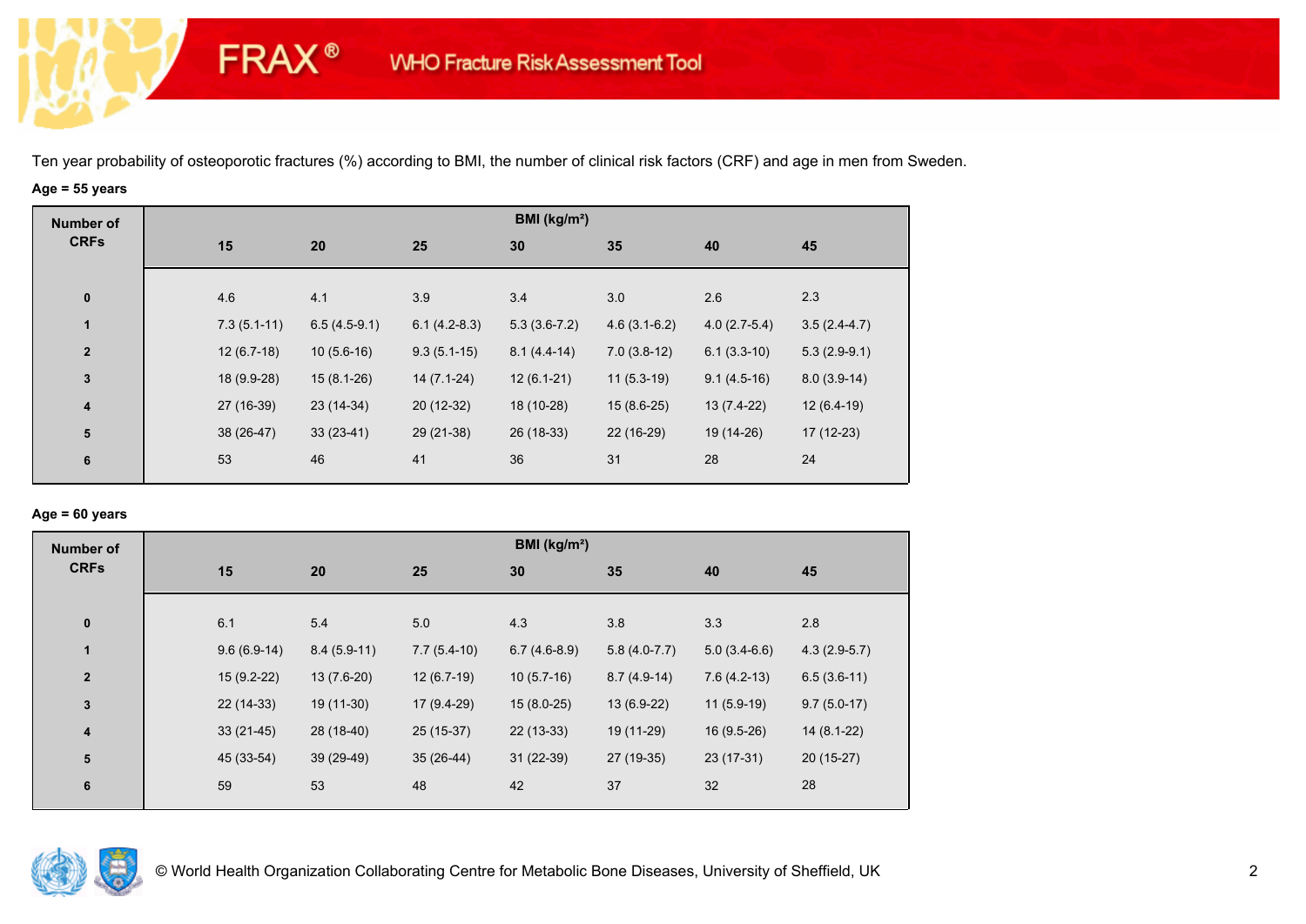Ten year probability of osteoporotic fractures (%) according to BMI, the number of clinical risk factors (CRF) and age in men from Sweden.

**Age = 55 years**

| Number of CRFs | BMI (kg/m²) | | | | | | |
|---|---|---|---|---|---|---|---|
| | 15 | 20 | 25 | 30 | 35 | 40 | 45 |
| 0 | 4.6 | 4.1 | 3.9 | 3.4 | 3.0 | 2.6 | 2.3 |
| 1 | 7.3 (5.1-11) | 6.5 (4.5-9.1) | 6.1 (4.2-8.3) | 5.3 (3.6-7.2) | 4.6 (3.1-6.2) | 4.0 (2.7-5.4) | 3.5 (2.4-4.7) |
| 2 | 12 (6.7-18) | 10 (5.6-16) | 9.3 (5.1-15) | 8.1 (4.4-14) | 7.0 (3.8-12) | 6.1 (3.3-10) | 5.3 (2.9-9.1) |
| 3 | 18 (9.9-28) | 15 (8.1-26) | 14 (7.1-24) | 12 (6.1-21) | 11 (5.3-19) | 9.1 (4.5-16) | 8.0 (3.9-14) |
| 4 | 27 (16-39) | 23 (14-34) | 20 (12-32) | 18 (10-28) | 15 (8.6-25) | 13 (7.4-22) | 12 (6.4-19) |
| 5 | 38 (26-47) | 33 (23-41) | 29 (21-38) | 26 (18-33) | 22 (16-29) | 19 (14-26) | 17 (12-23) |
| 6 | 53 | 46 | 41 | 36 | 31 | 28 | 24 |

**Age = 60 years**

| Number of CRFs | BMI (kg/m²) | | | | | | |
|---|---|---|---|---|---|---|---|
| | 15 | 20 | 25 | 30 | 35 | 40 | 45 |
| 0 | 6.1 | 5.4 | 5.0 | 4.3 | 3.8 | 3.3 | 2.8 |
| 1 | 9.6 (6.9-14) | 8.4 (5.9-11) | 7.7 (5.4-10) | 6.7 (4.6-8.9) | 5.8 (4.0-7.7) | 5.0 (3.4-6.6) | 4.3 (2.9-5.7) |
| 2 | 15 (9.2-22) | 13 (7.6-20) | 12 (6.7-19) | 10 (5.7-16) | 8.7 (4.9-14) | 7.6 (4.2-13) | 6.5 (3.6-11) |
| 3 | 22 (14-33) | 19 (11-30) | 17 (9.4-29) | 15 (8.0-25) | 13 (6.9-22) | 11 (5.9-19) | 9.7 (5.0-17) |
| 4 | 33 (21-45) | 28 (18-40) | 25 (15-37) | 22 (13-33) | 19 (11-29) | 16 (9.5-26) | 14 (8.1-22) |
| 5 | 45 (33-54) | 39 (29-49) | 35 (26-44) | 31 (22-39) | 27 (19-35) | 23 (17-31) | 20 (15-27) |
| 6 | 59 | 53 | 48 | 42 | 37 | 32 | 28 |

© World Health Organization Collaborating Centre for Metabolic Bone Diseases, University of Sheffield, UK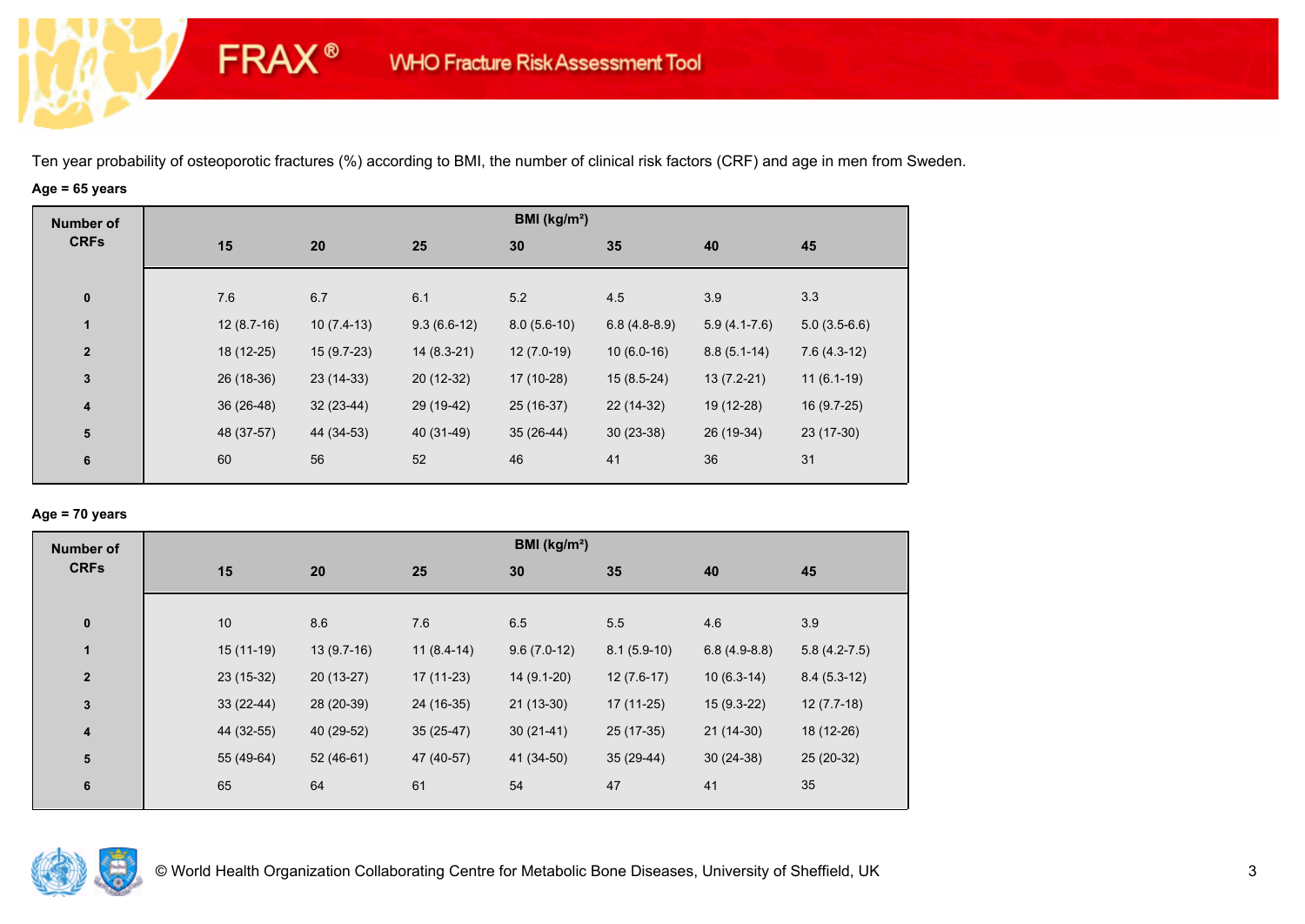FRAX® WHO Fracture Risk Assessment Tool

Ten year probability of osteoporotic fractures (%) according to BMI, the number of clinical risk factors (CRF) and age in men from Sweden.

**Age = 65 years**

| Number of CRFs | BMI (kg/m²) | | | | | | |
|---|---|---|---|---|---|---|---|
| | 15 | 20 | 25 | 30 | 35 | 40 | 45 |
| 0 | 7.6 | 6.7 | 6.1 | 5.2 | 4.5 | 3.9 | 3.3 |
| 1 | 12 (8.7-16) | 10 (7.4-13) | 9.3 (6.6-12) | 8.0 (5.6-10) | 6.8 (4.8-8.9) | 5.9 (4.1-7.6) | 5.0 (3.5-6.6) |
| 2 | 18 (12-25) | 15 (9.7-23) | 14 (8.3-21) | 12 (7.0-19) | 10 (6.0-16) | 8.8 (5.1-14) | 7.6 (4.3-12) |
| 3 | 26 (18-36) | 23 (14-33) | 20 (12-32) | 17 (10-28) | 15 (8.5-24) | 13 (7.2-21) | 11 (6.1-19) |
| 4 | 36 (26-48) | 32 (23-44) | 29 (19-42) | 25 (16-37) | 22 (14-32) | 19 (12-28) | 16 (9.7-25) |
| 5 | 48 (37-57) | 44 (34-53) | 40 (31-49) | 35 (26-44) | 30 (23-38) | 26 (19-34) | 23 (17-30) |
| 6 | 60 | 56 | 52 | 46 | 41 | 36 | 31 |

**Age = 70 years**

| Number of CRFs | BMI (kg/m²) | | | | | | |
|---|---|---|---|---|---|---|---|
| | 15 | 20 | 25 | 30 | 35 | 40 | 45 |
| 0 | 10 | 8.6 | 7.6 | 6.5 | 5.5 | 4.6 | 3.9 |
| 1 | 15 (11-19) | 13 (9.7-16) | 11 (8.4-14) | 9.6 (7.0-12) | 8.1 (5.9-10) | 6.8 (4.9-8.8) | 5.8 (4.2-7.5) |
| 2 | 23 (15-32) | 20 (13-27) | 17 (11-23) | 14 (9.1-20) | 12 (7.6-17) | 10 (6.3-14) | 8.4 (5.3-12) |
| 3 | 33 (22-44) | 28 (20-39) | 24 (16-35) | 21 (13-30) | 17 (11-25) | 15 (9.3-22) | 12 (7.7-18) |
| 4 | 44 (32-55) | 40 (29-52) | 35 (25-47) | 30 (21-41) | 25 (17-35) | 21 (14-30) | 18 (12-26) |
| 5 | 55 (49-64) | 52 (46-61) | 47 (40-57) | 41 (34-50) | 35 (29-44) | 30 (24-38) | 25 (20-32) |
| 6 | 65 | 64 | 61 | 54 | 47 | 41 | 35 |

© World Health Organization Collaborating Centre for Metabolic Bone Diseases, University of Sheffield, UK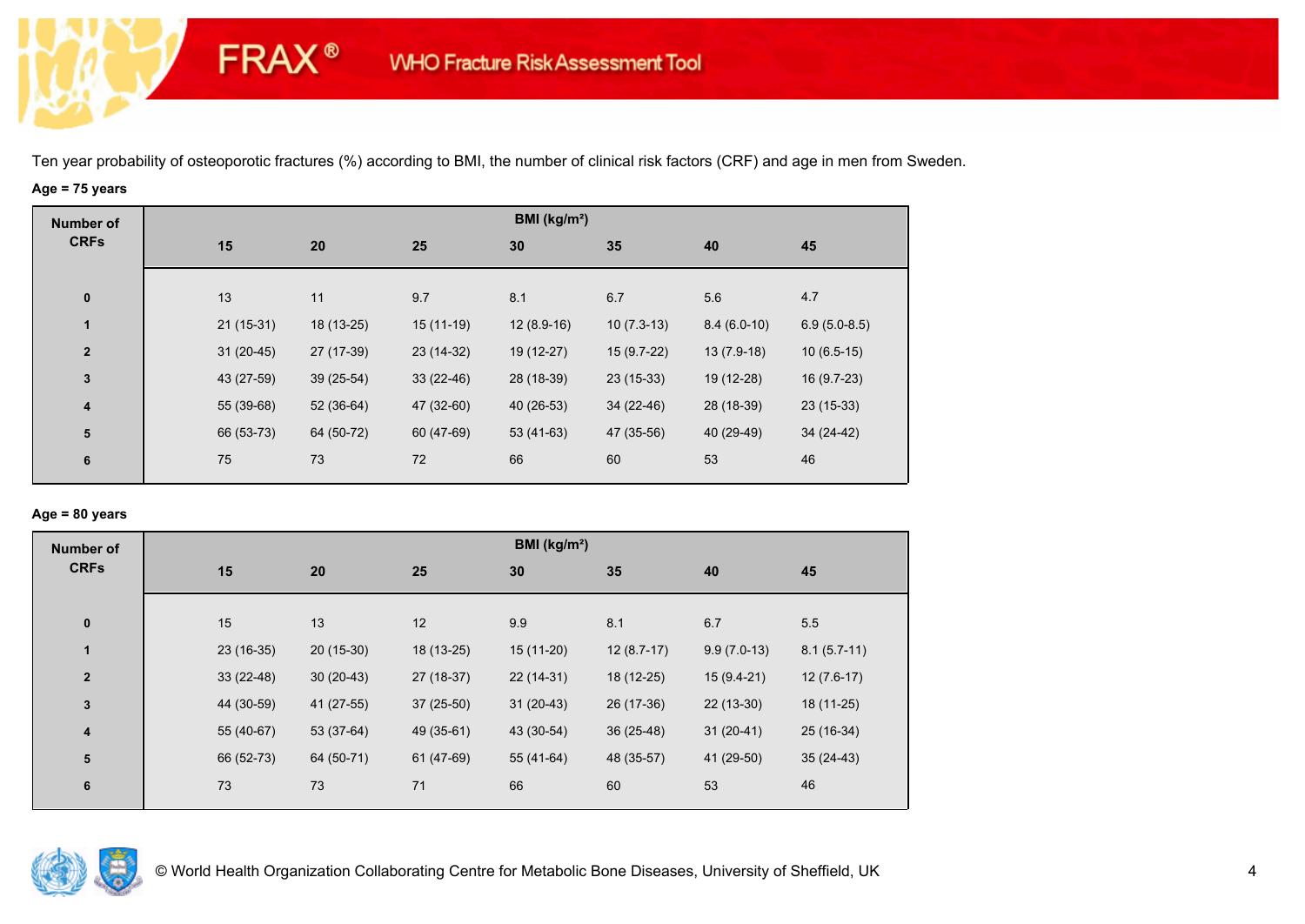Ten year probability of osteoporotic fractures (%) according to BMI, the number of clinical risk factors (CRF) and age in men from Sweden.

**Age = 75 years**

| Number of CRFs | BMI (kg/m²) | | | | | | |
|---|---|---|---|---|---|---|---|
| | **15** | **20** | **25** | **30** | **35** | **40** | **45** |
| **0** | 13 | 11 | 9.7 | 8.1 | 6.7 | 5.6 | 4.7 |
| **1** | 21 (15-31) | 18 (13-25) | 15 (11-19) | 12 (8.9-16) | 10 (7.3-13) | 8.4 (6.0-10) | 6.9 (5.0-8.5) |
| **2** | 31 (20-45) | 27 (17-39) | 23 (14-32) | 19 (12-27) | 15 (9.7-22) | 13 (7.9-18) | 10 (6.5-15) |
| **3** | 43 (27-59) | 39 (25-54) | 33 (22-46) | 28 (18-39) | 23 (15-33) | 19 (12-28) | 16 (9.7-23) |
| **4** | 55 (39-68) | 52 (36-64) | 47 (32-60) | 40 (26-53) | 34 (22-46) | 28 (18-39) | 23 (15-33) |
| **5** | 66 (53-73) | 64 (50-72) | 60 (47-69) | 53 (41-63) | 47 (35-56) | 40 (29-49) | 34 (24-42) |
| **6** | 75 | 73 | 72 | 66 | 60 | 53 | 46 |

**Age = 80 years**

| Number of CRFs | BMI (kg/m²) | | | | | | |
|---|---|---|---|---|---|---|---|
| | **15** | **20** | **25** | **30** | **35** | **40** | **45** |
| **0** | 15 | 13 | 12 | 9.9 | 8.1 | 6.7 | 5.5 |
| **1** | 23 (16-35) | 20 (15-30) | 18 (13-25) | 15 (11-20) | 12 (8.7-17) | 9.9 (7.0-13) | 8.1 (5.7-11) |
| **2** | 33 (22-48) | 30 (20-43) | 27 (18-37) | 22 (14-31) | 18 (12-25) | 15 (9.4-21) | 12 (7.6-17) |
| **3** | 44 (30-59) | 41 (27-55) | 37 (25-50) | 31 (20-43) | 26 (17-36) | 22 (13-30) | 18 (11-25) |
| **4** | 55 (40-67) | 53 (37-64) | 49 (35-61) | 43 (30-54) | 36 (25-48) | 31 (20-41) | 25 (16-34) |
| **5** | 66 (52-73) | 64 (50-71) | 61 (47-69) | 55 (41-64) | 48 (35-57) | 41 (29-50) | 35 (24-43) |
| **6** | 73 | 73 | 71 | 66 | 60 | 53 | 46 |

© World Health Organization Collaborating Centre for Metabolic Bone Diseases, University of Sheffield, UK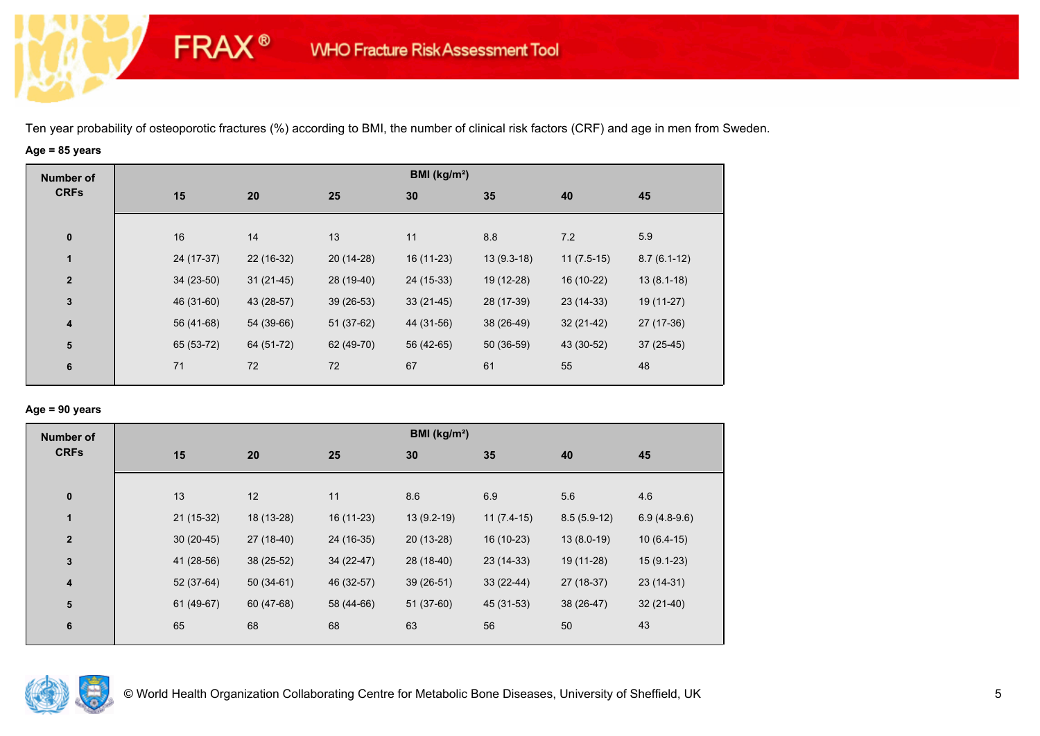FRAX® WHO Fracture Risk Assessment Tool

Ten year probability of osteoporotic fractures (%) according to BMI, the number of clinical risk factors (CRF) and age in men from Sweden.

**Age = 85 years**

| Number of CRFs | BMI (kg/m²) | | | | | | |
|---|---|---|---|---|---|---|---|
| | 15 | 20 | 25 | 30 | 35 | 40 | 45 |
| 0 | 16 | 14 | 13 | 11 | 8.8 | 7.2 | 5.9 |
| 1 | 24 (17-37) | 22 (16-32) | 20 (14-28) | 16 (11-23) | 13 (9.3-18) | 11 (7.5-15) | 8.7 (6.1-12) |
| 2 | 34 (23-50) | 31 (21-45) | 28 (19-40) | 24 (15-33) | 19 (12-28) | 16 (10-22) | 13 (8.1-18) |
| 3 | 46 (31-60) | 43 (28-57) | 39 (26-53) | 33 (21-45) | 28 (17-39) | 23 (14-33) | 19 (11-27) |
| 4 | 56 (41-68) | 54 (39-66) | 51 (37-62) | 44 (31-56) | 38 (26-49) | 32 (21-42) | 27 (17-36) |
| 5 | 65 (53-72) | 64 (51-72) | 62 (49-70) | 56 (42-65) | 50 (36-59) | 43 (30-52) | 37 (25-45) |
| 6 | 71 | 72 | 72 | 67 | 61 | 55 | 48 |

**Age = 90 years**

| Number of CRFs | BMI (kg/m²) | | | | | | |
|---|---|---|---|---|---|---|---|
| | 15 | 20 | 25 | 30 | 35 | 40 | 45 |
| 0 | 13 | 12 | 11 | 8.6 | 6.9 | 5.6 | 4.6 |
| 1 | 21 (15-32) | 18 (13-28) | 16 (11-23) | 13 (9.2-19) | 11 (7.4-15) | 8.5 (5.9-12) | 6.9 (4.8-9.6) |
| 2 | 30 (20-45) | 27 (18-40) | 24 (16-35) | 20 (13-28) | 16 (10-23) | 13 (8.0-19) | 10 (6.4-15) |
| 3 | 41 (28-56) | 38 (25-52) | 34 (22-47) | 28 (18-40) | 23 (14-33) | 19 (11-28) | 15 (9.1-23) |
| 4 | 52 (37-64) | 50 (34-61) | 46 (32-57) | 39 (26-51) | 33 (22-44) | 27 (18-37) | 23 (14-31) |
| 5 | 61 (49-67) | 60 (47-68) | 58 (44-66) | 51 (37-60) | 45 (31-53) | 38 (26-47) | 32 (21-40) |
| 6 | 65 | 68 | 68 | 63 | 56 | 50 | 43 |

© World Health Organization Collaborating Centre for Metabolic Bone Diseases, University of Sheffield, UK